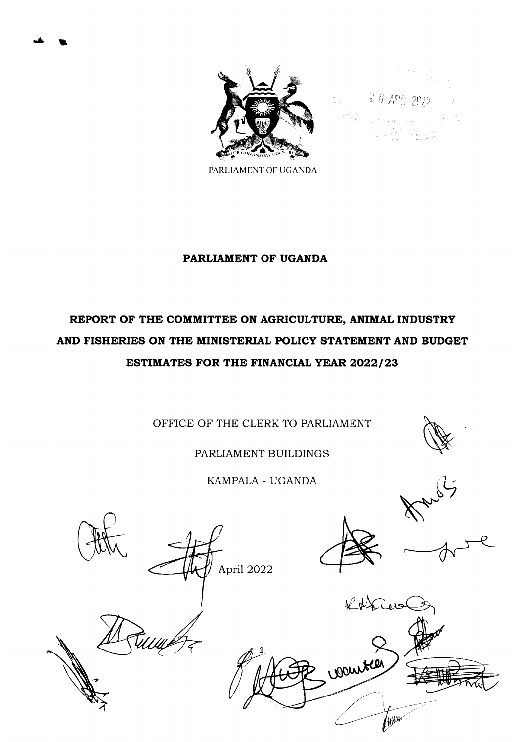PARLIAMENT OF UGANDA

# PARLIAMENT OF UGANDA

## REPORT OF THE COMMITTEE ON AGRICULTURE, ANIMAL INDUSTRY AND FISHERIES ON THE MINISTERIAL POLICY STATEMENT AND BUDGET ESTIMATES FOR THE FINANCIAL YEAR 2022/23

OFFICE OF THE CLERK TO PARLIAMENT

PARLIAMENT BUILDINGS

KAMPALA - UGANDA

April 2022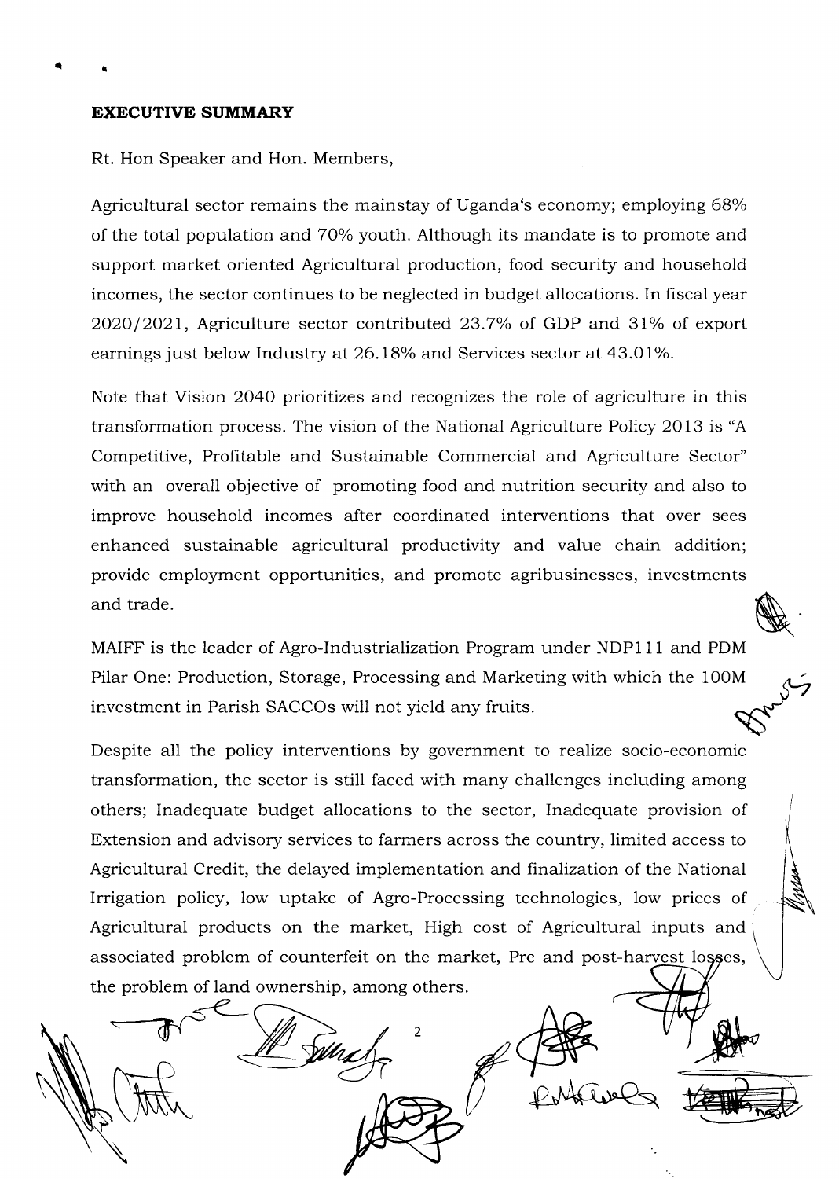**EXECUTIVE SUMMARY**

Rt. Hon Speaker and Hon. Members,

Agricultural sector remains the mainstay of Uganda's economy; employing 68% of the total population and 70% youth. Although its mandate is to promote and support market oriented Agricultural production, food security and household incomes, the sector continues to be neglected in budget allocations. In fiscal year 2020/2021, Agriculture sector contributed 23.7% of GDP and 31% of export earnings just below Industry at 26.18% and Services sector at 43.01%.

Note that Vision 2040 prioritizes and recognizes the role of agriculture in this transformation process. The vision of the National Agriculture Policy 2013 is "A Competitive, Profitable and Sustainable Commercial and Agriculture Sector" with an overall objective of promoting food and nutrition security and also to improve household incomes after coordinated interventions that over sees enhanced sustainable agricultural productivity and value chain addition; provide employment opportunities, and promote agribusinesses, investments and trade.

MAIFF is the leader of Agro-Industrialization Program under NDP111 and PDM Pilar One: Production, Storage, Processing and Marketing with which the 100M investment in Parish SACCOs will not yield any fruits.

Despite all the policy interventions by government to realize socio-economic transformation, the sector is still faced with many challenges including among others; Inadequate budget allocations to the sector, Inadequate provision of Extension and advisory services to farmers across the country, limited access to Agricultural Credit, the delayed implementation and finalization of the National Irrigation policy, low uptake of Agro-Processing technologies, low prices of Agricultural products on the market, High cost of Agricultural inputs and associated problem of counterfeit on the market, Pre and post-harvest losses, the problem of land ownership, among others.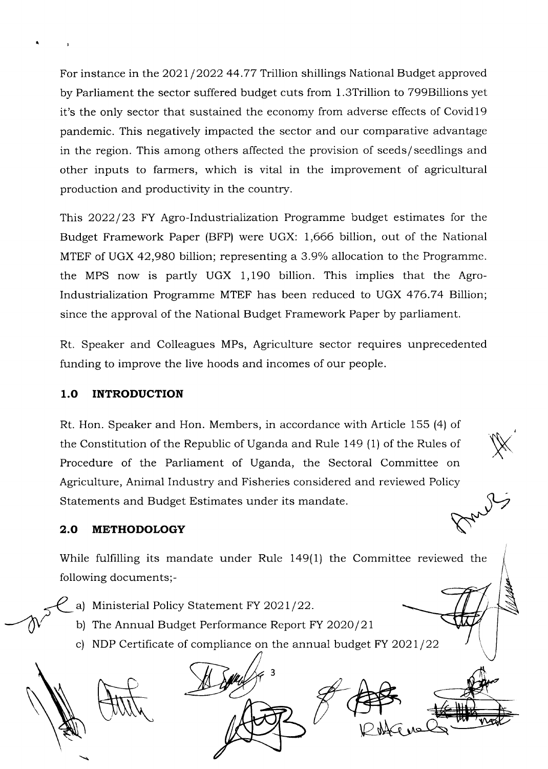For instance in the 2021/2022 44.77 Trillion shillings National Budget approved by Parliament the sector suffered budget cuts from 1.3Trillion to 799Billions yet it's the only sector that sustained the economy from adverse effects of Covid19 pandemic. This negatively impacted the sector and our comparative advantage in the region. This among others affected the provision of seeds/seedlings and other inputs to farmers, which is vital in the improvement of agricultural production and productivity in the country.

This 2022/23 FY Agro-Industrialization Programme budget estimates for the Budget Framework Paper (BFP) were UGX: 1,666 billion, out of the National MTEF of UGX 42,980 billion; representing a 3.9% allocation to the Programme. the MPS now is partly UGX 1,190 billion. This implies that the Agro-Industrialization Programme MTEF has been reduced to UGX 476.74 Billion; since the approval of the National Budget Framework Paper by parliament.

Rt. Speaker and Colleagues MPs, Agriculture sector requires unprecedented funding to improve the live hoods and incomes of our people.

## 1.0 INTRODUCTION

Rt. Hon. Speaker and Hon. Members, in accordance with Article 155 (4) of the Constitution of the Republic of Uganda and Rule 149 (1) of the Rules of Procedure of the Parliament of Uganda, the Sectoral Committee on Agriculture, Animal Industry and Fisheries considered and reviewed Policy Statements and Budget Estimates under its mandate.

## 2.0 METHODOLOGY

While fulfilling its mandate under Rule 149(1) the Committee reviewed the following documents;-

a) Ministerial Policy Statement FY 2021/22.
b) The Annual Budget Performance Report FY 2020/21
c) NDP Certificate of compliance on the annual budget FY 2021/22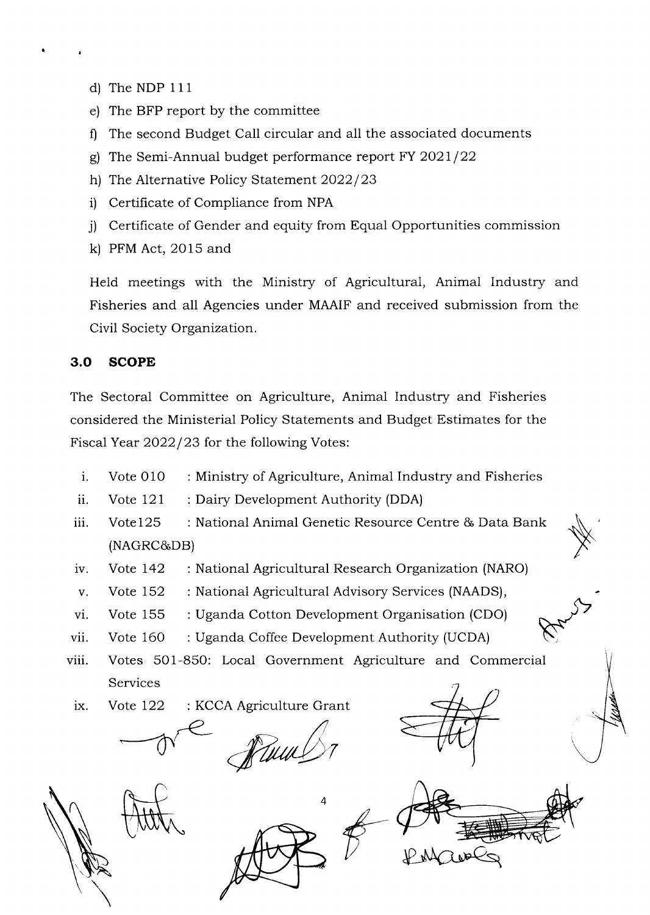d) The NDP 111
e) The BFP report by the committee
f) The second Budget Call circular and all the associated documents
g) The Semi-Annual budget performance report FY 2021/22
h) The Alternative Policy Statement 2022/23
i) Certificate of Compliance from NPA
j) Certificate of Gender and equity from Equal Opportunities commission
k) PFM Act, 2015 and

Held meetings with the Ministry of Agricultural, Animal Industry and Fisheries and all Agencies under MAAIF and received submission from the Civil Society Organization.

## 3.0 SCOPE

The Sectoral Committee on Agriculture, Animal Industry and Fisheries considered the Ministerial Policy Statements and Budget Estimates for the Fiscal Year 2022/23 for the following Votes:

i. Vote 010 : Ministry of Agriculture, Animal Industry and Fisheries
ii. Vote 121 : Dairy Development Authority (DDA)
iii. Vote125 : National Animal Genetic Resource Centre & Data Bank (NAGRC&DB)
iv. Vote 142 : National Agricultural Research Organization (NARO)
v. Vote 152 : National Agricultural Advisory Services (NAADS),
vi. Vote 155 : Uganda Cotton Development Organisation (CDO)
vii. Vote 160 : Uganda Coffee Development Authority (UCDA)
viii. Votes 501-850: Local Government Agriculture and Commercial Services
ix. Vote 122 : KCCA Agriculture Grant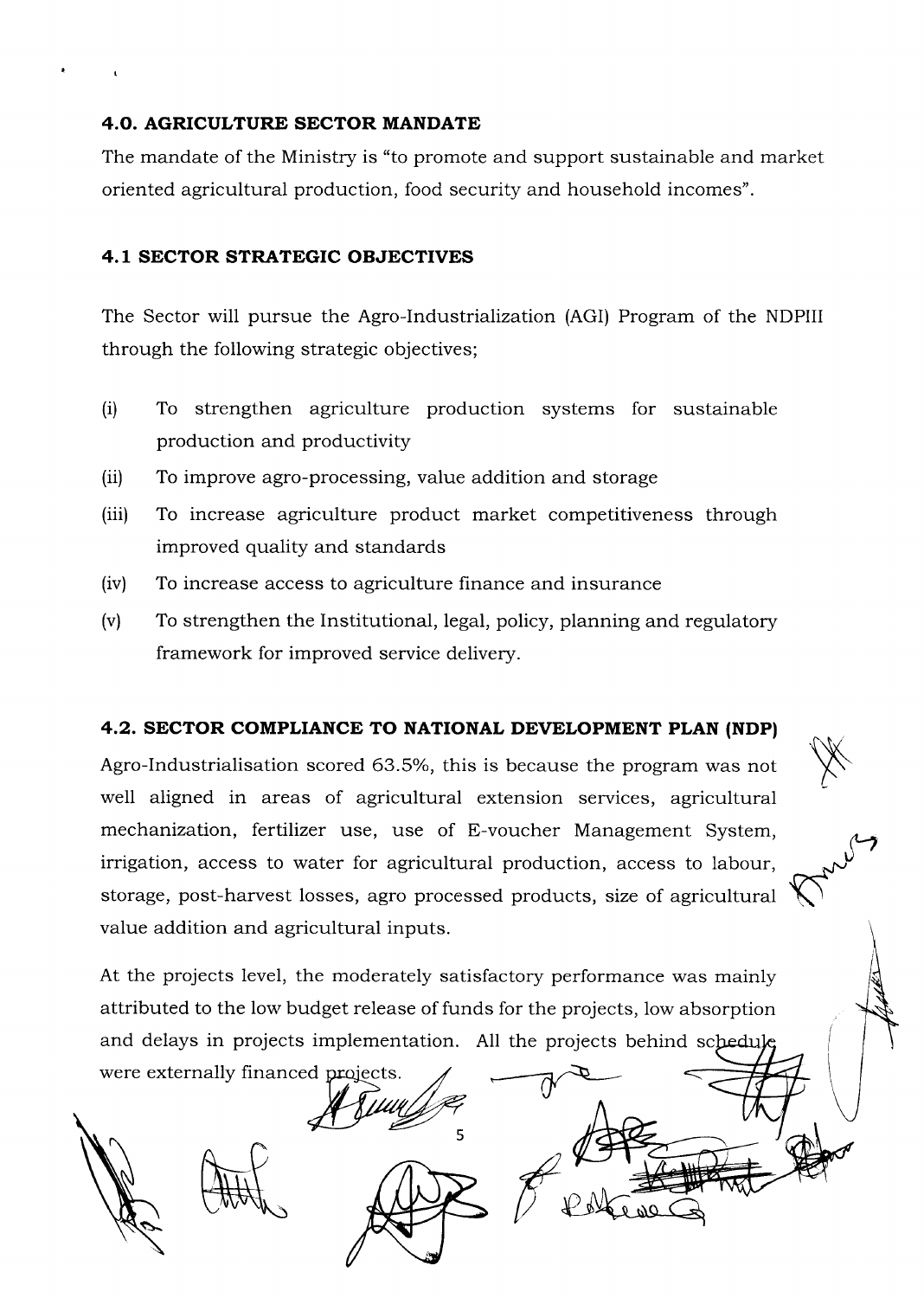## 4.0. AGRICULTURE SECTOR MANDATE

The mandate of the Ministry is "to promote and support sustainable and market oriented agricultural production, food security and household incomes".

## 4.1 SECTOR STRATEGIC OBJECTIVES

The Sector will pursue the Agro-Industrialization (AGI) Program of the NDPIII through the following strategic objectives;

(i) To strengthen agriculture production systems for sustainable production and productivity

(ii) To improve agro-processing, value addition and storage

(iii) To increase agriculture product market competitiveness through improved quality and standards

(iv) To increase access to agriculture finance and insurance

(v) To strengthen the Institutional, legal, policy, planning and regulatory framework for improved service delivery.

## 4.2. SECTOR COMPLIANCE TO NATIONAL DEVELOPMENT PLAN (NDP)

Agro-Industrialisation scored 63.5%, this is because the program was not well aligned in areas of agricultural extension services, agricultural mechanization, fertilizer use, use of E-voucher Management System, irrigation, access to water for agricultural production, access to labour, storage, post-harvest losses, agro processed products, size of agricultural value addition and agricultural inputs.

At the projects level, the moderately satisfactory performance was mainly attributed to the low budget release of funds for the projects, low absorption and delays in projects implementation. All the projects behind schedule were externally financed projects.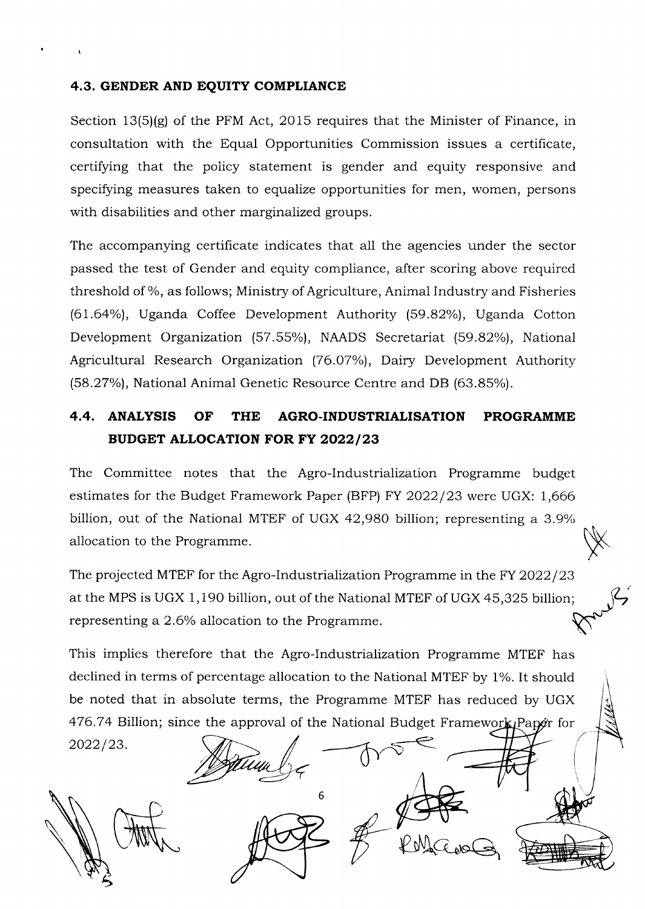## 4.3. GENDER AND EQUITY COMPLIANCE

Section 13(5)(g) of the PFM Act, 2015 requires that the Minister of Finance, in consultation with the Equal Opportunities Commission issues a certificate, certifying that the policy statement is gender and equity responsive and specifying measures taken to equalize opportunities for men, women, persons with disabilities and other marginalized groups.

The accompanying certificate indicates that all the agencies under the sector passed the test of Gender and equity compliance, after scoring above required threshold of %, as follows; Ministry of Agriculture, Animal Industry and Fisheries (61.64%), Uganda Coffee Development Authority (59.82%), Uganda Cotton Development Organization (57.55%), NAADS Secretariat (59.82%), National Agricultural Research Organization (76.07%), Dairy Development Authority (58.27%), National Animal Genetic Resource Centre and DB (63.85%).

## 4.4. ANALYSIS OF THE AGRO-INDUSTRIALISATION PROGRAMME BUDGET ALLOCATION FOR FY 2022/23

The Committee notes that the Agro-Industrialization Programme budget estimates for the Budget Framework Paper (BFP) FY 2022/23 were UGX: 1,666 billion, out of the National MTEF of UGX 42,980 billion; representing a 3.9% allocation to the Programme.

The projected MTEF for the Agro-Industrialization Programme in the FY 2022/23 at the MPS is UGX 1,190 billion, out of the National MTEF of UGX 45,325 billion; representing a 2.6% allocation to the Programme.

This implies therefore that the Agro-Industrialization Programme MTEF has declined in terms of percentage allocation to the National MTEF by 1%. It should be noted that in absolute terms, the Programme MTEF has reduced by UGX 476.74 Billion; since the approval of the National Budget Framework Paper for 2022/23.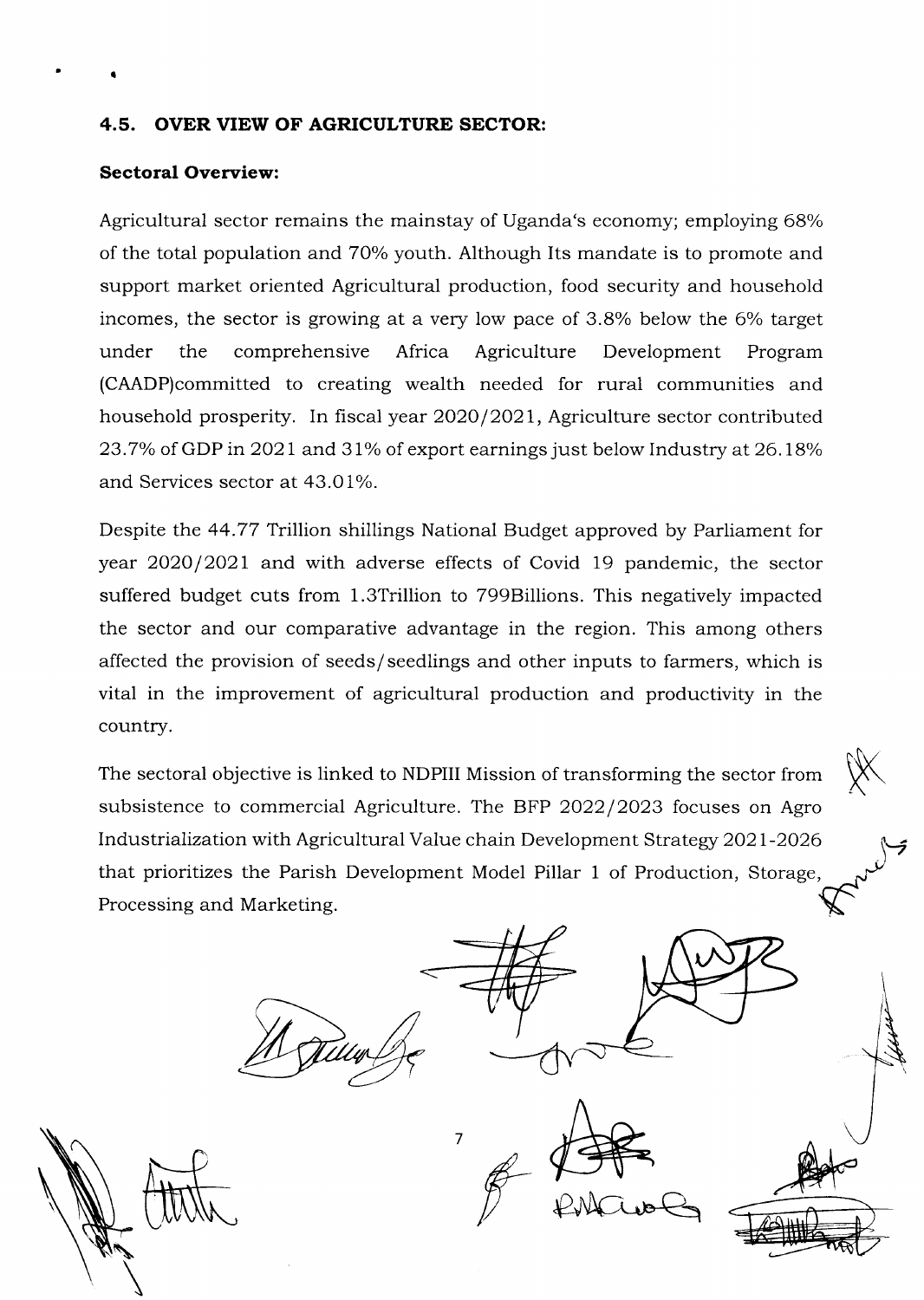## 4.5. OVER VIEW OF AGRICULTURE SECTOR:

**Sectoral Overview:**

Agricultural sector remains the mainstay of Uganda's economy; employing 68% of the total population and 70% youth. Although Its mandate is to promote and support market oriented Agricultural production, food security and household incomes, the sector is growing at a very low pace of 3.8% below the 6% target under the comprehensive Africa Agriculture Development Program (CAADP)committed to creating wealth needed for rural communities and household prosperity. In fiscal year 2020/2021, Agriculture sector contributed 23.7% of GDP in 2021 and 31% of export earnings just below Industry at 26.18% and Services sector at 43.01%.

Despite the 44.77 Trillion shillings National Budget approved by Parliament for year 2020/2021 and with adverse effects of Covid 19 pandemic, the sector suffered budget cuts from 1.3Trillion to 799Billions. This negatively impacted the sector and our comparative advantage in the region. This among others affected the provision of seeds/seedlings and other inputs to farmers, which is vital in the improvement of agricultural production and productivity in the country.

The sectoral objective is linked to NDPIII Mission of transforming the sector from subsistence to commercial Agriculture. The BFP 2022/2023 focuses on Agro Industrialization with Agricultural Value chain Development Strategy 2021-2026 that prioritizes the Parish Development Model Pillar 1 of Production, Storage, Processing and Marketing.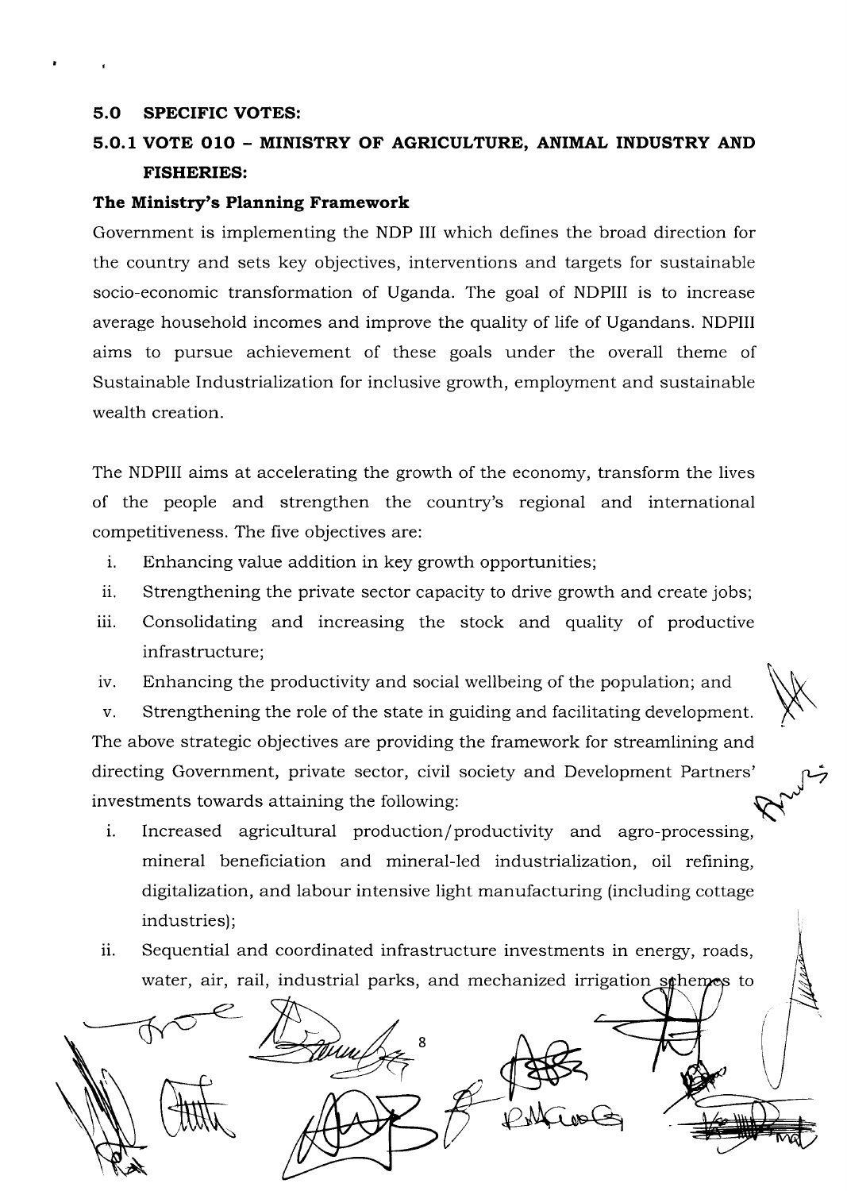## 5.0 SPECIFIC VOTES:

### 5.0.1 VOTE 010 – MINISTRY OF AGRICULTURE, ANIMAL INDUSTRY AND FISHERIES:

**The Ministry's Planning Framework**

Government is implementing the NDP III which defines the broad direction for the country and sets key objectives, interventions and targets for sustainable socio-economic transformation of Uganda. The goal of NDPIII is to increase average household incomes and improve the quality of life of Ugandans. NDPIII aims to pursue achievement of these goals under the overall theme of Sustainable Industrialization for inclusive growth, employment and sustainable wealth creation.

The NDPIII aims at accelerating the growth of the economy, transform the lives of the people and strengthen the country's regional and international competitiveness. The five objectives are:

i. Enhancing value addition in key growth opportunities;
ii. Strengthening the private sector capacity to drive growth and create jobs;
iii. Consolidating and increasing the stock and quality of productive infrastructure;
iv. Enhancing the productivity and social wellbeing of the population; and
v. Strengthening the role of the state in guiding and facilitating development.

The above strategic objectives are providing the framework for streamlining and directing Government, private sector, civil society and Development Partners' investments towards attaining the following:

i. Increased agricultural production/productivity and agro-processing, mineral beneficiation and mineral-led industrialization, oil refining, digitalization, and labour intensive light manufacturing (including cottage industries);
ii. Sequential and coordinated infrastructure investments in energy, roads, water, air, rail, industrial parks, and mechanized irrigation schemes to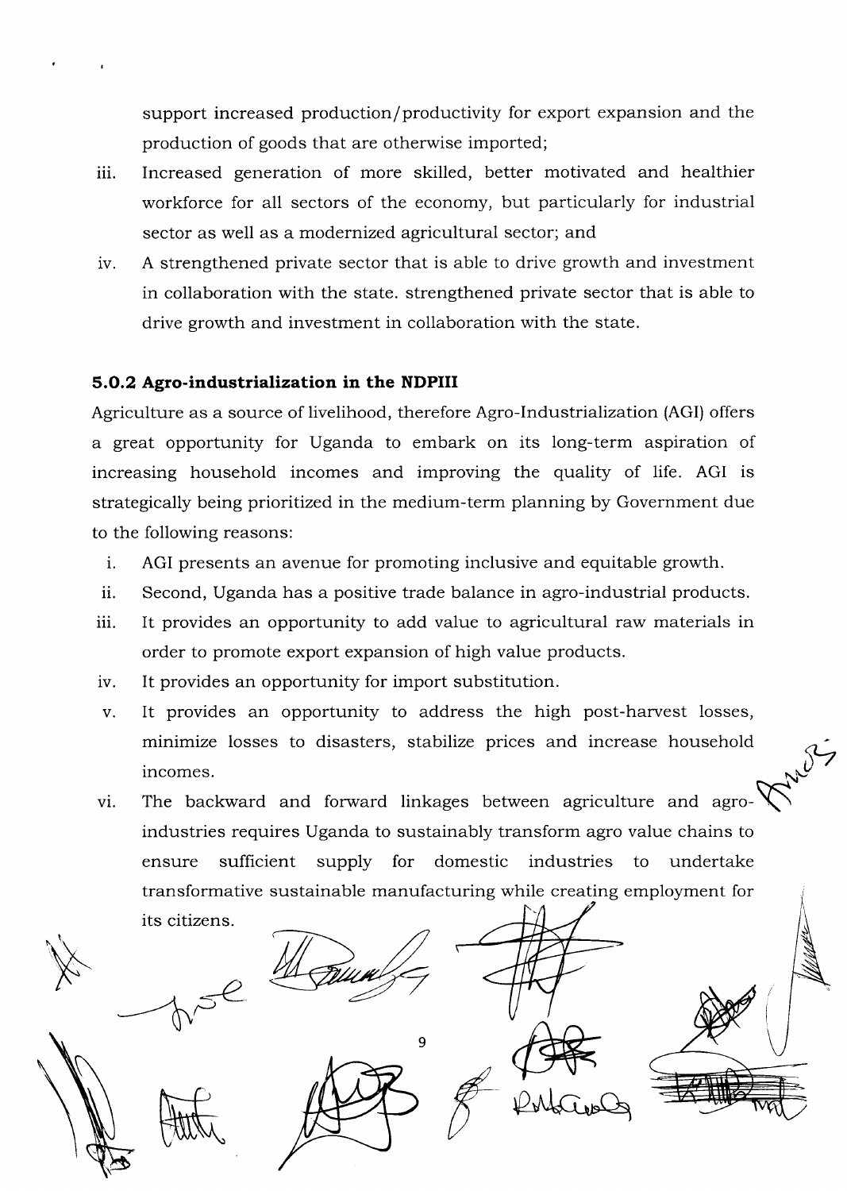support increased production/productivity for export expansion and the production of goods that are otherwise imported;

iii. Increased generation of more skilled, better motivated and healthier workforce for all sectors of the economy, but particularly for industrial sector as well as a modernized agricultural sector; and

iv. A strengthened private sector that is able to drive growth and investment in collaboration with the state. strengthened private sector that is able to drive growth and investment in collaboration with the state.

### 5.0.2 Agro-industrialization in the NDPIII

Agriculture as a source of livelihood, therefore Agro-Industrialization (AGI) offers a great opportunity for Uganda to embark on its long-term aspiration of increasing household incomes and improving the quality of life. AGI is strategically being prioritized in the medium-term planning by Government due to the following reasons:

i. AGI presents an avenue for promoting inclusive and equitable growth.
ii. Second, Uganda has a positive trade balance in agro-industrial products.
iii. It provides an opportunity to add value to agricultural raw materials in order to promote export expansion of high value products.
iv. It provides an opportunity for import substitution.
v. It provides an opportunity to address the high post-harvest losses, minimize losses to disasters, stabilize prices and increase household incomes.
vi. The backward and forward linkages between agriculture and agro-industries requires Uganda to sustainably transform agro value chains to ensure sufficient supply for domestic industries to undertake transformative sustainable manufacturing while creating employment for its citizens.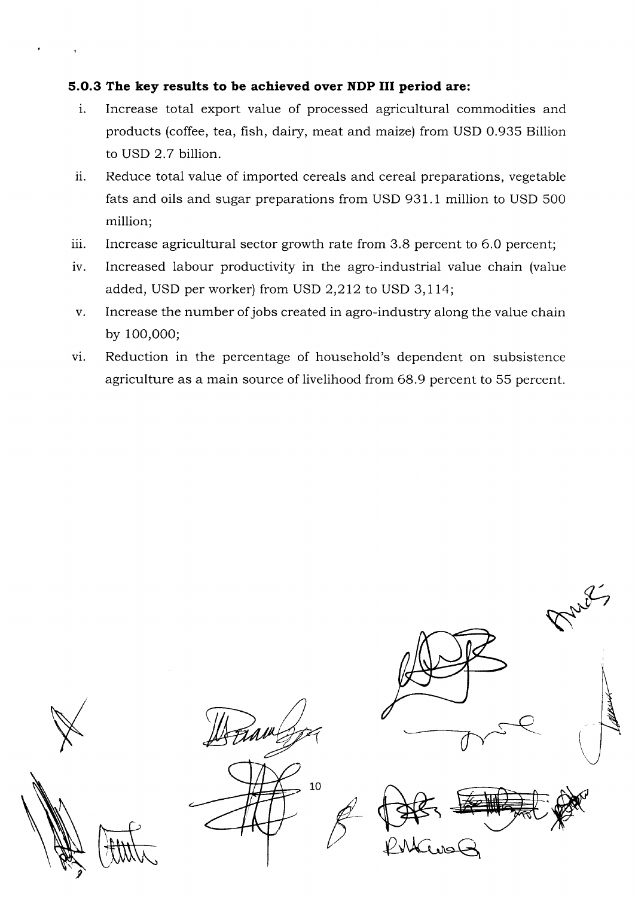**5.0.3 The key results to be achieved over NDP III period are:**

i. Increase total export value of processed agricultural commodities and products (coffee, tea, fish, dairy, meat and maize) from USD 0.935 Billion to USD 2.7 billion.

ii. Reduce total value of imported cereals and cereal preparations, vegetable fats and oils and sugar preparations from USD 931.1 million to USD 500 million;

iii. Increase agricultural sector growth rate from 3.8 percent to 6.0 percent;

iv. Increased labour productivity in the agro-industrial value chain (value added, USD per worker) from USD 2,212 to USD 3,114;

v. Increase the number of jobs created in agro-industry along the value chain by 100,000;

vi. Reduction in the percentage of household's dependent on subsistence agriculture as a main source of livelihood from 68.9 percent to 55 percent.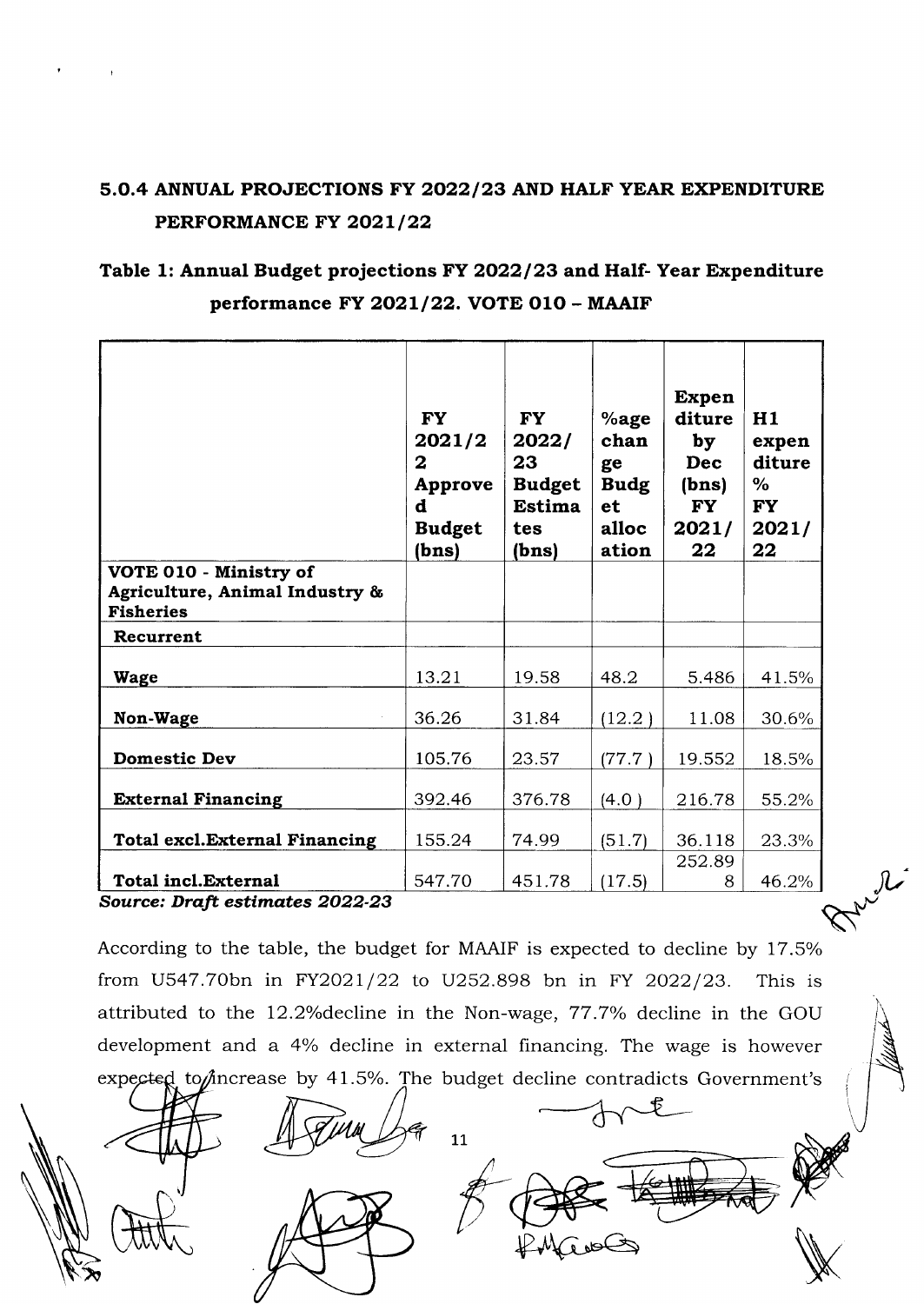## 5.0.4 ANNUAL PROJECTIONS FY 2022/23 AND HALF YEAR EXPENDITURE PERFORMANCE FY 2021/22

### Table 1: Annual Budget projections FY 2022/23 and Half- Year Expenditure performance FY 2021/22. VOTE 010 – MAAIF

| | FY 2021/22 Approved Budget (bns) | FY 2022/23 Budget Estimates (bns) | %age change Budget allocation | Expenditure by Dec (bns) FY 2021/22 | H1 expenditure % FY 2021/22 |
|---|---|---|---|---|---|
| **VOTE 010 - Ministry of Agriculture, Animal Industry & Fisheries** | | | | | |
| **Recurrent** | | | | | |
| **Wage** | 13.21 | 19.58 | 48.2 | 5.486 | 41.5% |
| **Non-Wage** | 36.26 | 31.84 | (12.2) | 11.08 | 30.6% |
| **Domestic Dev** | 105.76 | 23.57 | (77.7) | 19.552 | 18.5% |
| **External Financing** | 392.46 | 376.78 | (4.0) | 216.78 | 55.2% |
| **Total excl.External Financing** | 155.24 | 74.99 | (51.7) | 36.118 | 23.3% |
| **Total incl.External** | 547.70 | 451.78 | (17.5) | 252.898 | 46.2% |

***Source: Draft estimates 2022-23***

According to the table, the budget for MAAIF is expected to decline by 17.5% from U547.70bn in FY2021/22 to U252.898 bn in FY 2022/23. This is attributed to the 12.2%decline in the Non-wage, 77.7% decline in the GOU development and a 4% decline in external financing. The wage is however expected to increase by 41.5%. The budget decline contradicts Government's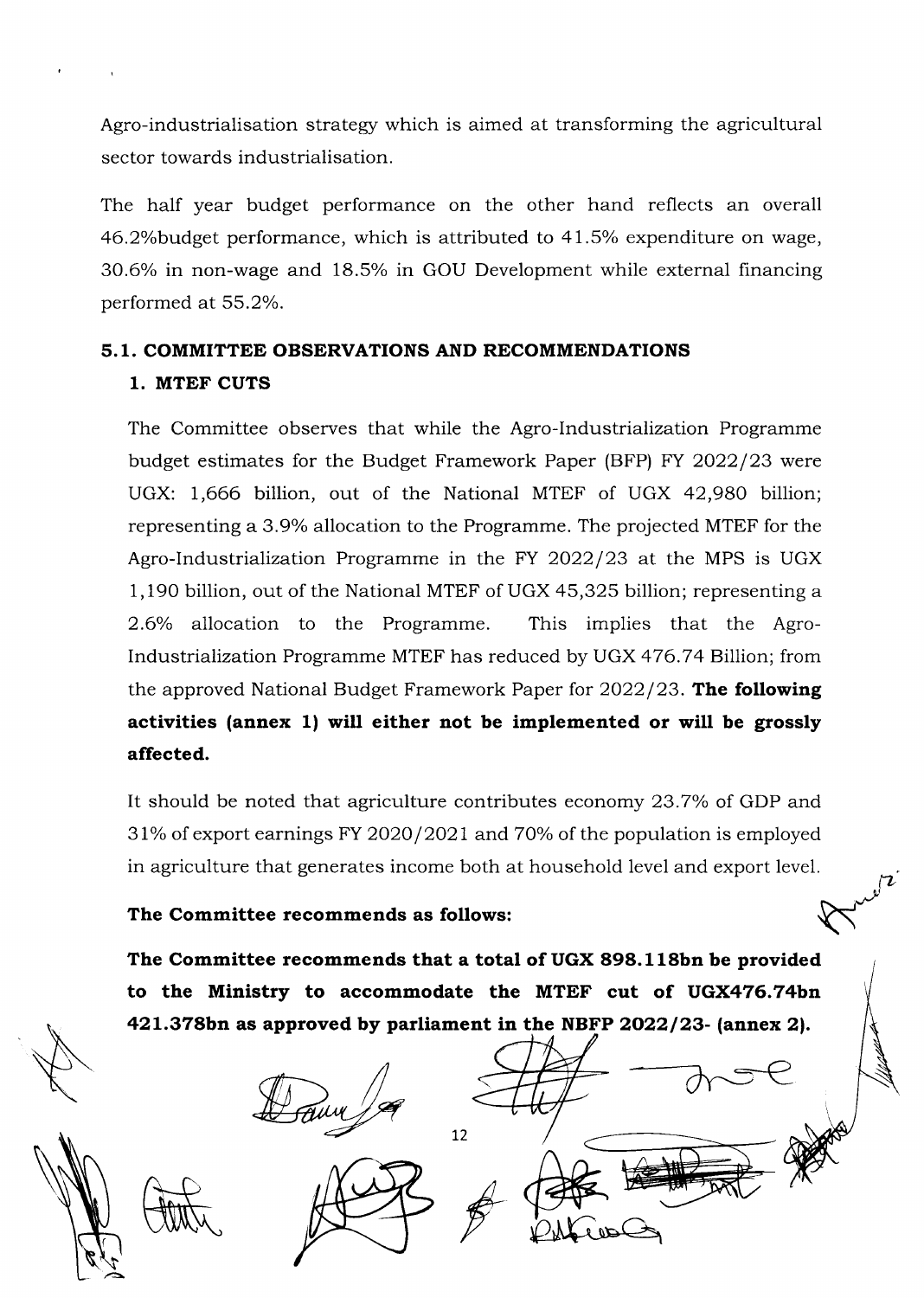Agro-industrialisation strategy which is aimed at transforming the agricultural sector towards industrialisation.

The half year budget performance on the other hand reflects an overall 46.2%budget performance, which is attributed to 41.5% expenditure on wage, 30.6% in non-wage and 18.5% in GOU Development while external financing performed at 55.2%.

## 5.1. COMMITTEE OBSERVATIONS AND RECOMMENDATIONS

### 1. MTEF CUTS

The Committee observes that while the Agro-Industrialization Programme budget estimates for the Budget Framework Paper (BFP) FY 2022/23 were UGX: 1,666 billion, out of the National MTEF of UGX 42,980 billion; representing a 3.9% allocation to the Programme. The projected MTEF for the Agro-Industrialization Programme in the FY 2022/23 at the MPS is UGX 1,190 billion, out of the National MTEF of UGX 45,325 billion; representing a 2.6% allocation to the Programme. This implies that the Agro-Industrialization Programme MTEF has reduced by UGX 476.74 Billion; from the approved National Budget Framework Paper for 2022/23. **The following activities (annex 1) will either not be implemented or will be grossly affected.**

It should be noted that agriculture contributes economy 23.7% of GDP and 31% of export earnings FY 2020/2021 and 70% of the population is employed in agriculture that generates income both at household level and export level.

**The Committee recommends as follows:**

**The Committee recommends that a total of UGX 898.118bn be provided to the Ministry to accommodate the MTEF cut of UGX476.74bn 421.378bn as approved by parliament in the NBFP 2022/23- (annex 2).**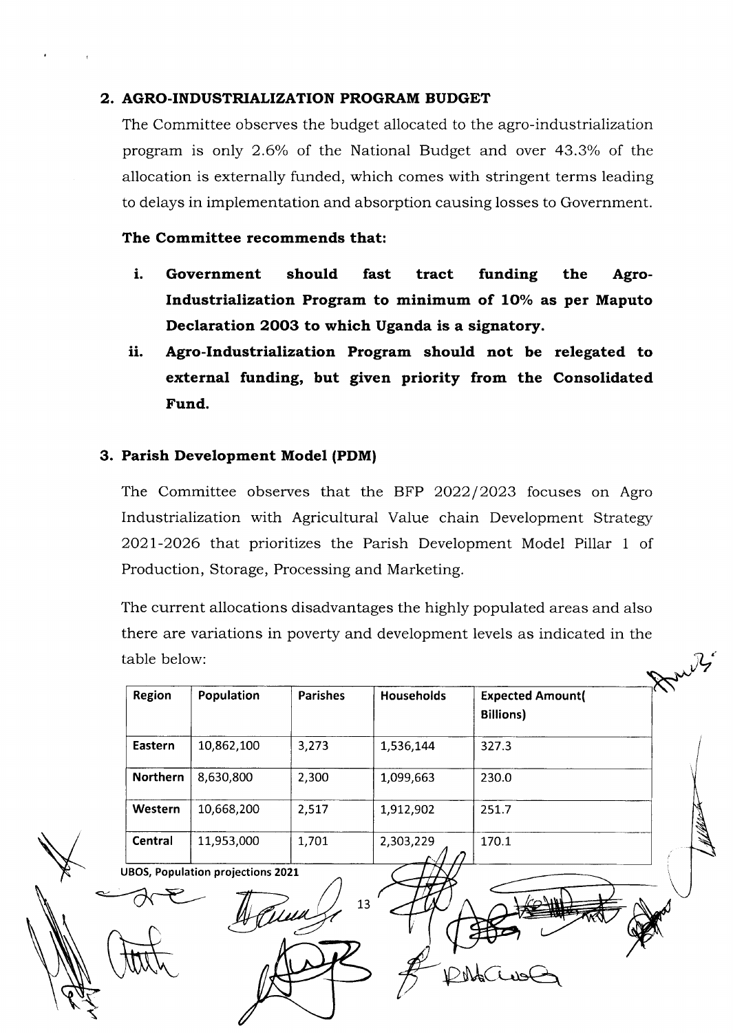## 2. AGRO-INDUSTRIALIZATION PROGRAM BUDGET

The Committee observes the budget allocated to the agro-industrialization program is only 2.6% of the National Budget and over 43.3% of the allocation is externally funded, which comes with stringent terms leading to delays in implementation and absorption causing losses to Government.

**The Committee recommends that:**

i. **Government should fast tract funding the Agro-Industrialization Program to minimum of 10% as per Maputo Declaration 2003 to which Uganda is a signatory.**

ii. **Agro-Industrialization Program should not be relegated to external funding, but given priority from the Consolidated Fund.**

## 3. Parish Development Model (PDM)

The Committee observes that the BFP 2022/2023 focuses on Agro Industrialization with Agricultural Value chain Development Strategy 2021-2026 that prioritizes the Parish Development Model Pillar 1 of Production, Storage, Processing and Marketing.

The current allocations disadvantages the highly populated areas and also there are variations in poverty and development levels as indicated in the table below:

| Region | Population | Parishes | Households | Expected Amount( Billions) |
|---|---|---|---|---|
| Eastern | 10,862,100 | 3,273 | 1,536,144 | 327.3 |
| Northern | 8,630,800 | 2,300 | 1,099,663 | 230.0 |
| Western | 10,668,200 | 2,517 | 1,912,902 | 251.7 |
| Central | 11,953,000 | 1,701 | 2,303,229 | 170.1 |

UBOS, Population projections 2021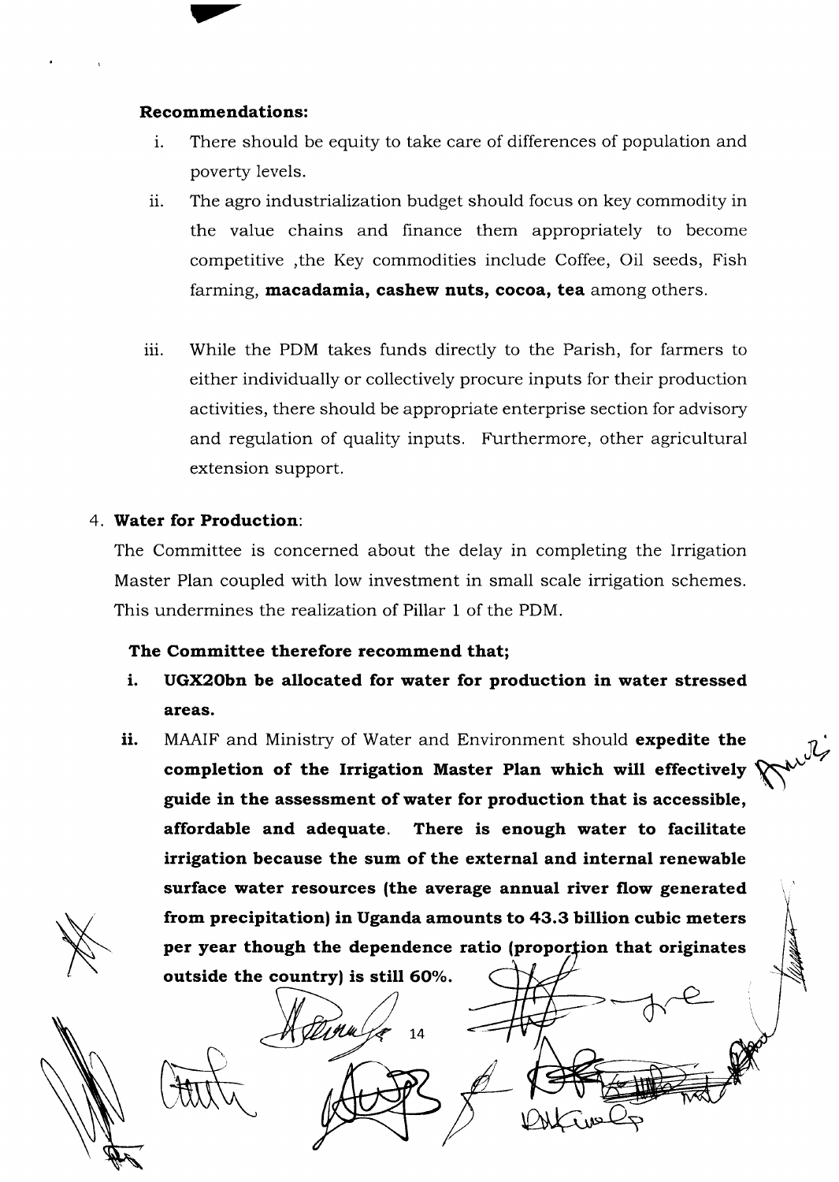**Recommendations:**

i. There should be equity to take care of differences of population and poverty levels.

ii. The agro industrialization budget should focus on key commodity in the value chains and finance them appropriately to become competitive ,the Key commodities include Coffee, Oil seeds, Fish farming, **macadamia, cashew nuts, cocoa, tea** among others.

iii. While the PDM takes funds directly to the Parish, for farmers to either individually or collectively procure inputs for their production activities, there should be appropriate enterprise section for advisory and regulation of quality inputs. Furthermore, other agricultural extension support.

4. **Water for Production**:

The Committee is concerned about the delay in completing the Irrigation Master Plan coupled with low investment in small scale irrigation schemes. This undermines the realization of Pillar 1 of the PDM.

**The Committee therefore recommend that;**

i. **UGX20bn be allocated for water for production in water stressed areas.**

ii. MAAIF and Ministry of Water and Environment should **expedite the completion of the Irrigation Master Plan which will effectively guide in the assessment of water for production that is accessible, affordable and adequate. There is enough water to facilitate irrigation because the sum of the external and internal renewable surface water resources (the average annual river flow generated from precipitation) in Uganda amounts to 43.3 billion cubic meters per year though the dependence ratio (proportion that originates outside the country) is still 60%.**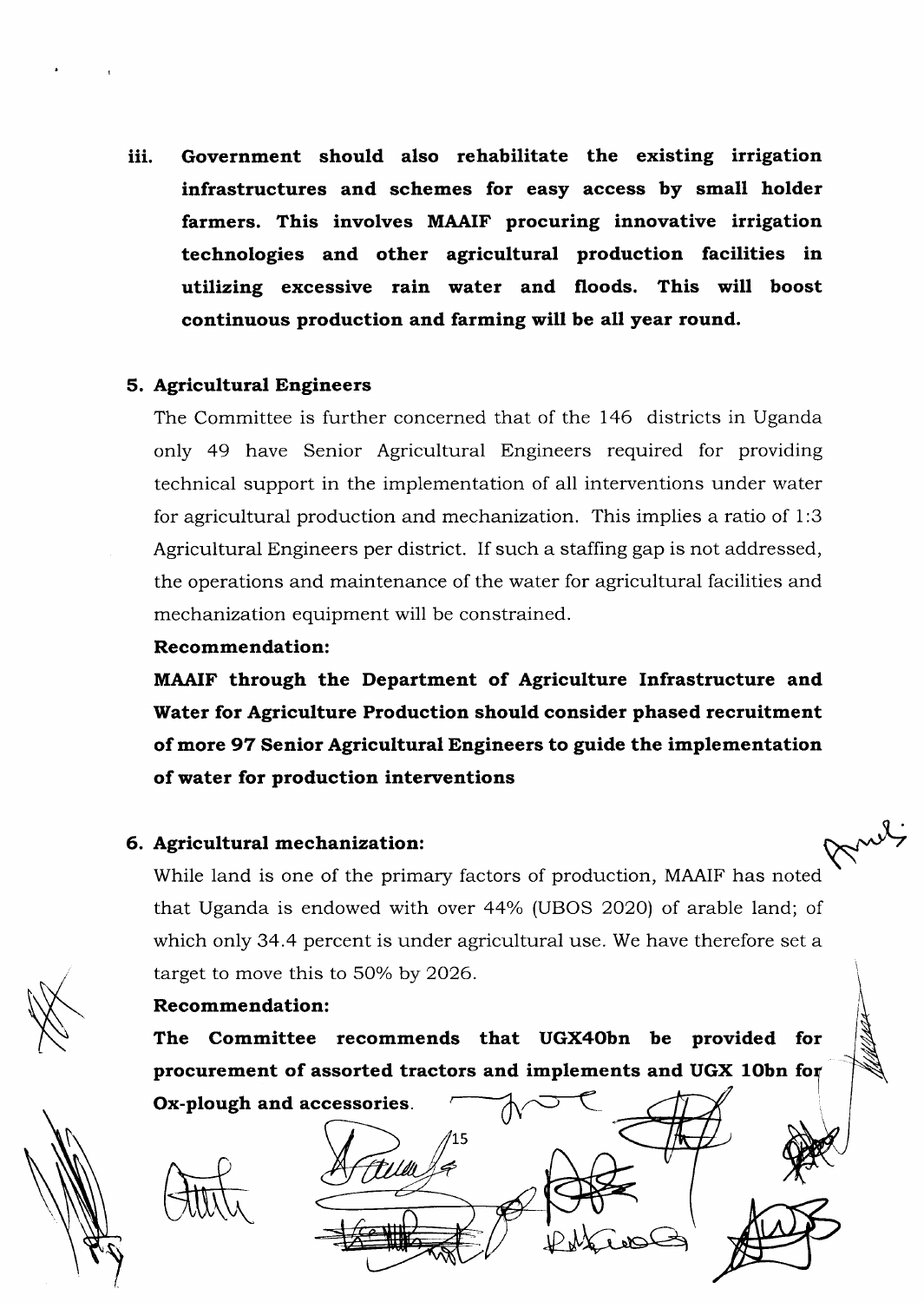iii. **Government should also rehabilitate the existing irrigation infrastructures and schemes for easy access by small holder farmers. This involves MAAIF procuring innovative irrigation technologies and other agricultural production facilities in utilizing excessive rain water and floods. This will boost continuous production and farming will be all year round.**

### 5. Agricultural Engineers

The Committee is further concerned that of the 146 districts in Uganda only 49 have Senior Agricultural Engineers required for providing technical support in the implementation of all interventions under water for agricultural production and mechanization. This implies a ratio of 1:3 Agricultural Engineers per district. If such a staffing gap is not addressed, the operations and maintenance of the water for agricultural facilities and mechanization equipment will be constrained.

**Recommendation:**

**MAAIF through the Department of Agriculture Infrastructure and Water for Agriculture Production should consider phased recruitment of more 97 Senior Agricultural Engineers to guide the implementation of water for production interventions**

### 6. Agricultural mechanization:

While land is one of the primary factors of production, MAAIF has noted that Uganda is endowed with over 44% (UBOS 2020) of arable land; of which only 34.4 percent is under agricultural use. We have therefore set a target to move this to 50% by 2026.

**Recommendation:**

**The Committee recommends that UGX40bn be provided for procurement of assorted tractors and implements and UGX 10bn for Ox-plough and accessories.**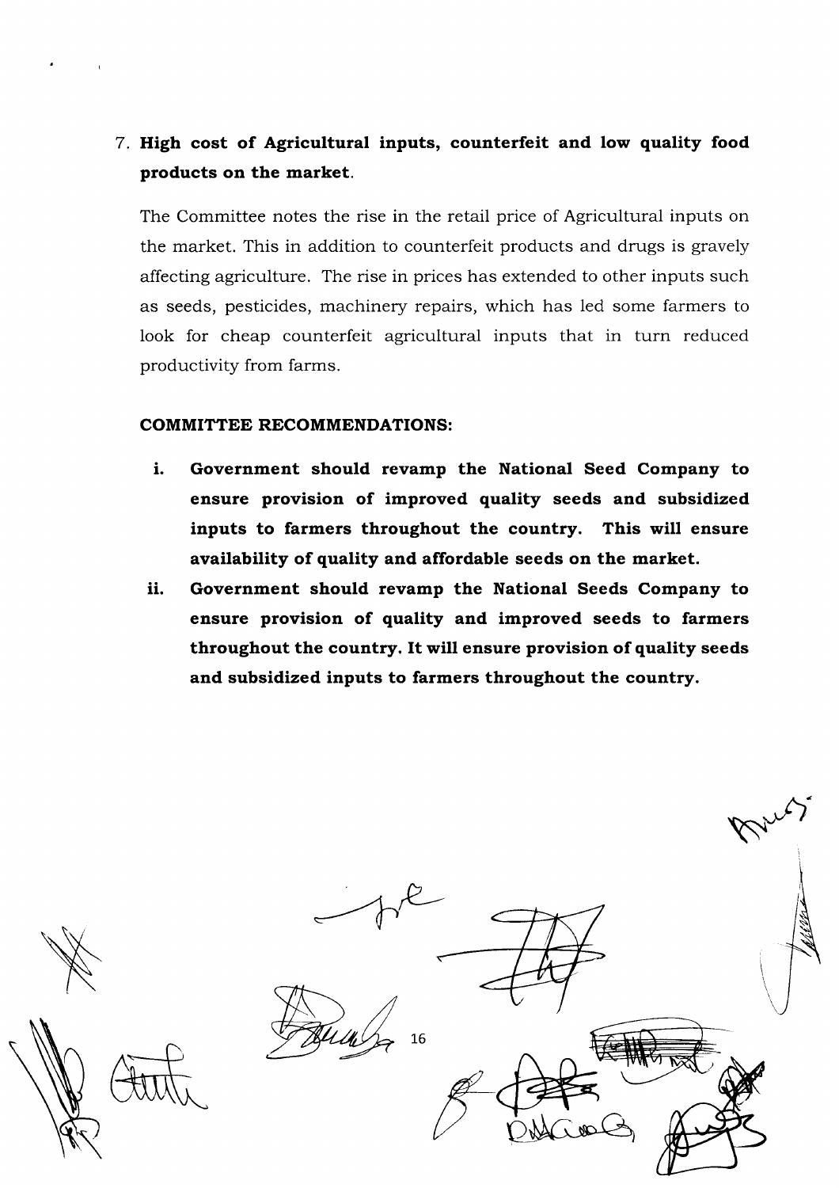7. **High cost of Agricultural inputs, counterfeit and low quality food products on the market.**

   The Committee notes the rise in the retail price of Agricultural inputs on the market. This in addition to counterfeit products and drugs is gravely affecting agriculture. The rise in prices has extended to other inputs such as seeds, pesticides, machinery repairs, which has led some farmers to look for cheap counterfeit agricultural inputs that in turn reduced productivity from farms.

   **COMMITTEE RECOMMENDATIONS:**

   i. **Government should revamp the National Seed Company to ensure provision of improved quality seeds and subsidized inputs to farmers throughout the country. This will ensure availability of quality and affordable seeds on the market.**

   ii. **Government should revamp the National Seeds Company to ensure provision of quality and improved seeds to farmers throughout the country. It will ensure provision of quality seeds and subsidized inputs to farmers throughout the country.**